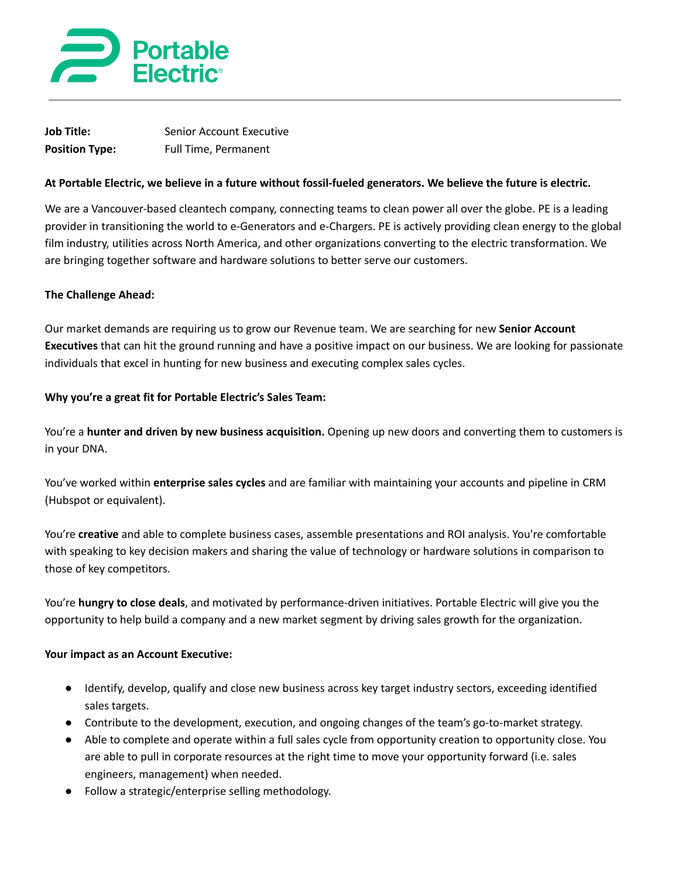Portable Electric®

| | |
|---|---|
| **Job Title:** | Senior Account Executive |
| **Position Type:** | Full Time, Permanent |

**At Portable Electric, we believe in a future without fossil-fueled generators. We believe the future is electric.**

We are a Vancouver-based cleantech company, connecting teams to clean power all over the globe. PE is a leading provider in transitioning the world to e-Generators and e-Chargers. PE is actively providing clean energy to the global film industry, utilities across North America, and other organizations converting to the electric transformation. We are bringing together software and hardware solutions to better serve our customers.

**The Challenge Ahead:**

Our market demands are requiring us to grow our Revenue team. We are searching for new **Senior Account Executives** that can hit the ground running and have a positive impact on our business. We are looking for passionate individuals that excel in hunting for new business and executing complex sales cycles.

**Why you're a great fit for Portable Electric's Sales Team:**

You're a **hunter and driven by new business acquisition.** Opening up new doors and converting them to customers is in your DNA.

You've worked within **enterprise sales cycles** and are familiar with maintaining your accounts and pipeline in CRM (Hubspot or equivalent).

You're **creative** and able to complete business cases, assemble presentations and ROI analysis. You're comfortable with speaking to key decision makers and sharing the value of technology or hardware solutions in comparison to those of key competitors.

You're **hungry to close deals**, and motivated by performance-driven initiatives. Portable Electric will give you the opportunity to help build a company and a new market segment by driving sales growth for the organization.

**Your impact as an Account Executive:**

- Identify, develop, qualify and close new business across key target industry sectors, exceeding identified sales targets.
- Contribute to the development, execution, and ongoing changes of the team's go-to-market strategy.
- Able to complete and operate within a full sales cycle from opportunity creation to opportunity close. You are able to pull in corporate resources at the right time to move your opportunity forward (i.e. sales engineers, management) when needed.
- Follow a strategic/enterprise selling methodology.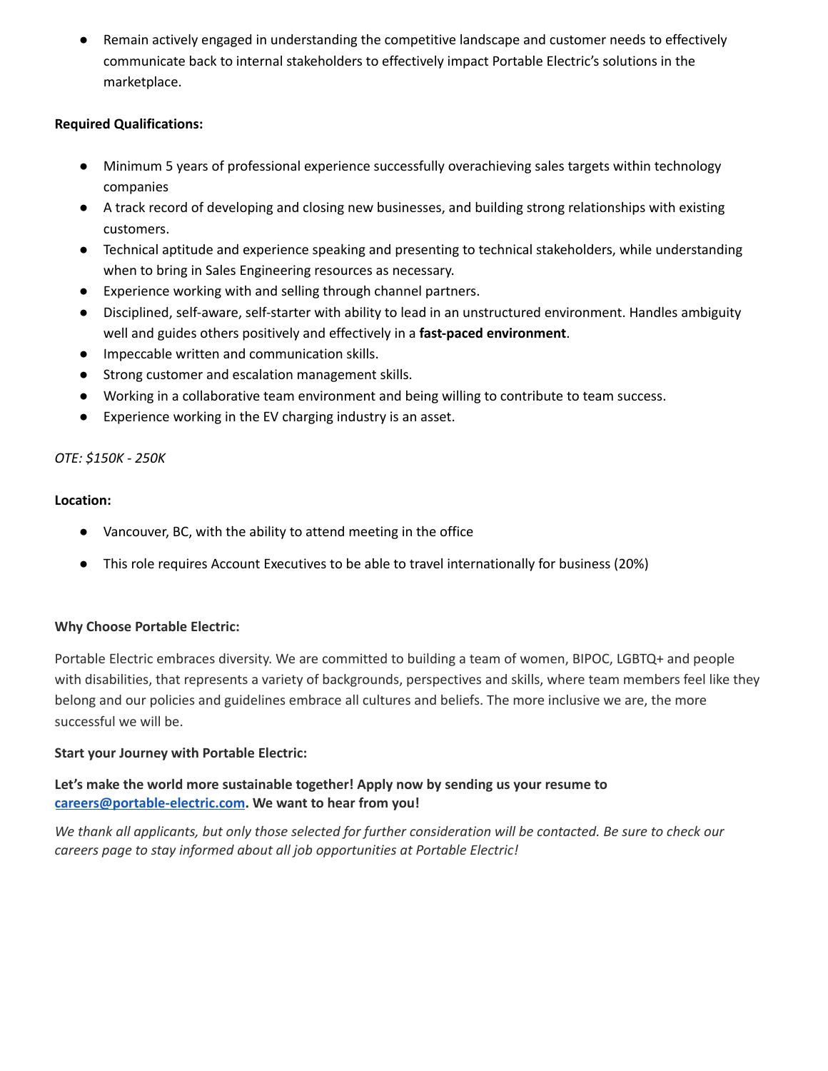- Remain actively engaged in understanding the competitive landscape and customer needs to effectively communicate back to internal stakeholders to effectively impact Portable Electric's solutions in the marketplace.

**Required Qualifications:**

- Minimum 5 years of professional experience successfully overachieving sales targets within technology companies
- A track record of developing and closing new businesses, and building strong relationships with existing customers.
- Technical aptitude and experience speaking and presenting to technical stakeholders, while understanding when to bring in Sales Engineering resources as necessary.
- Experience working with and selling through channel partners.
- Disciplined, self-aware, self-starter with ability to lead in an unstructured environment. Handles ambiguity well and guides others positively and effectively in a **fast-paced environment**.
- Impeccable written and communication skills.
- Strong customer and escalation management skills.
- Working in a collaborative team environment and being willing to contribute to team success.
- Experience working in the EV charging industry is an asset.

*OTE: $150K - 250K*

**Location:**

- Vancouver, BC, with the ability to attend meeting in the office
- This role requires Account Executives to be able to travel internationally for business (20%)

**Why Choose Portable Electric:**

Portable Electric embraces diversity. We are committed to building a team of women, BIPOC, LGBTQ+ and people with disabilities, that represents a variety of backgrounds, perspectives and skills, where team members feel like they belong and our policies and guidelines embrace all cultures and beliefs. The more inclusive we are, the more successful we will be.

**Start your Journey with Portable Electric:**

**Let's make the world more sustainable together! Apply now by sending us your resume to [careers@portable-electric.com](mailto:careers@portable-electric.com). We want to hear from you!**

*We thank all applicants, but only those selected for further consideration will be contacted. Be sure to check our careers page to stay informed about all job opportunities at Portable Electric!*